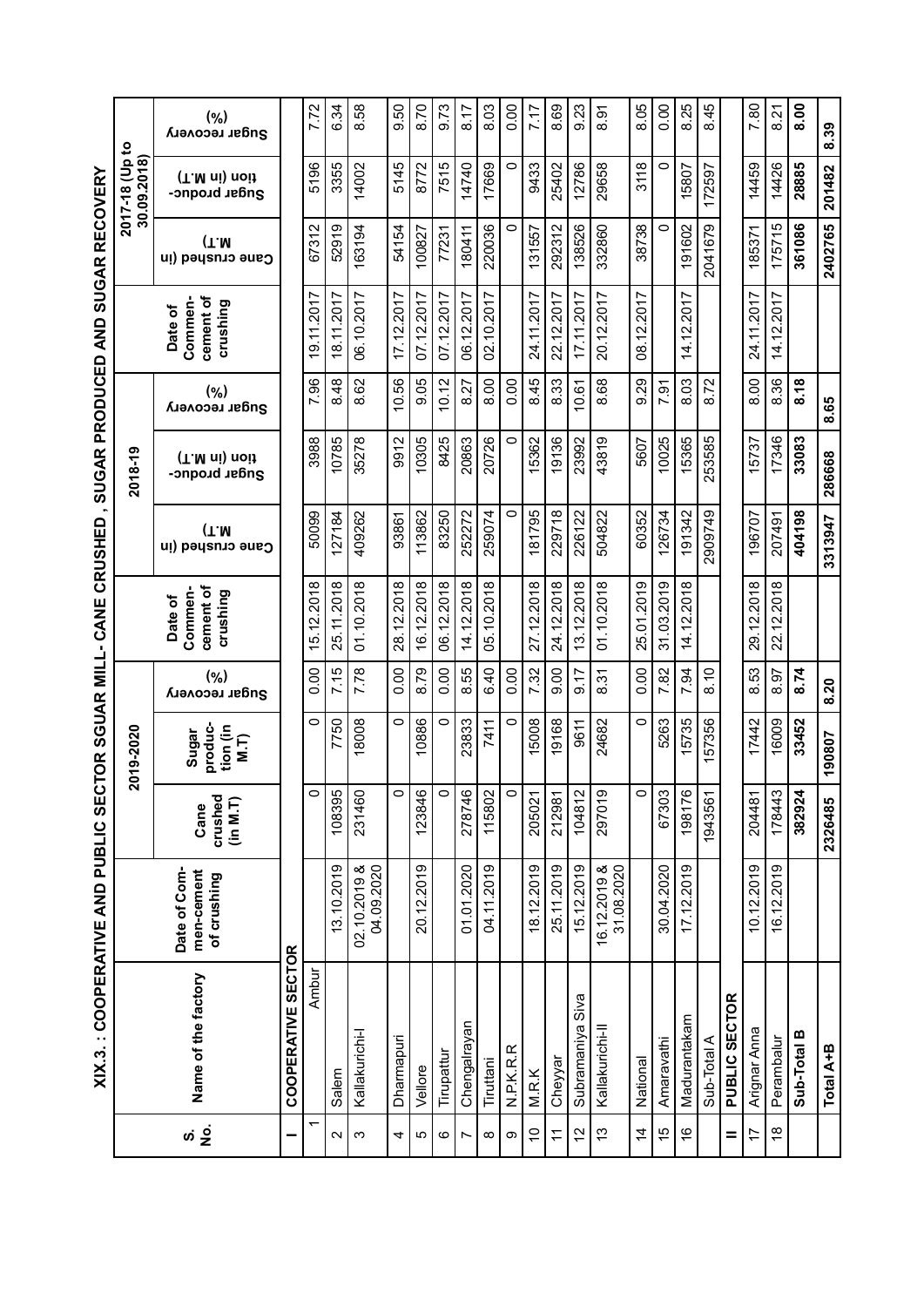# XIX.3. : COOPERATIVE AND PUBLIC SECTOR SGUAR MILL- CANE CRUSHED , SUGAR PRODUCED AND SUGAR RECOVERY

| S. No. | Name of the factory | 2019-2020 | | | | 2018-19 | | | | 2017-18 (Up to 30.09.2018) | | | |
|---|---|---|---|---|---|---|---|---|---|---|---|---|---|
| | | Date of Com-men-cement of crushing | Cane crushed (in M.T) | Sugar produc-tion (in M.T) | Sugar recovery (%) | Date of Commen-cement of crushing | Cane crushed (in M.T) | Sugar produc-tion (in M.T) | Sugar recovery (%) | Date of Commen-cement of crushing | Cane crushed (in M.T) | Sugar produc-tion (in M.T) | Sugar recovery (%) |
| **I** | **COOPERATIVE SECTOR** | | | | | | | | | | | | |
| 1 | Ambur | | 0 | 0 | 0.00 | 15.12.2018 | 50099 | 3988 | 7.96 | 19.11.2017 | 67312 | 5196 | 7.72 |
| 2 | Salem | 13.10.2019 | 108395 | 7750 | 7.15 | 25.11.2018 | 127184 | 10785 | 8.48 | 18.11.2017 | 52919 | 3355 | 6.34 |
| 3 | Kallakurichi-I | 02.10.2019 & 04.09.2020 | 231460 | 18008 | 7.78 | 01.10.2018 | 409262 | 35278 | 8.62 | 06.10.2017 | 163194 | 14002 | 8.58 |
| 4 | Dharmapuri | | 0 | 0 | 0.00 | 28.12.2018 | 93861 | 9912 | 10.56 | 17.12.2017 | 54154 | 5145 | 9.50 |
| 5 | Vellore | 20.12.2019 | 123846 | 10886 | 8.79 | 16.12.2018 | 113862 | 10305 | 9.05 | 07.12.2017 | 100827 | 8772 | 8.70 |
| 6 | Tirupattur | | 0 | 0 | 0.00 | 06.12.2018 | 83250 | 8425 | 10.12 | 07.12.2017 | 77231 | 7515 | 9.73 |
| 7 | Chengalrayan | 01.01.2020 | 278746 | 23833 | 8.55 | 14.12.2018 | 252272 | 20863 | 8.27 | 06.12.2017 | 180411 | 14740 | 8.17 |
| 8 | Tiruttani | 04.11.2019 | 115802 | 7411 | 6.40 | 05.10.2018 | 259074 | 20726 | 8.00 | 02.10.2017 | 220036 | 17669 | 8.03 |
| 9 | N.P.K.R.R | | 0 | 0 | 0.00 | | 0 | 0 | 0.00 | | 0 | 0 | 0.00 |
| 10 | M.R.K | 18.12.2019 | 205021 | 15008 | 7.32 | 27.12.2018 | 181795 | 15362 | 8.45 | 24.11.2017 | 131557 | 9433 | 7.17 |
| 11 | Cheyyar | 25.11.2019 | 212981 | 19168 | 9.00 | 24.12.2018 | 229718 | 19136 | 8.33 | 22.12.2017 | 292312 | 25402 | 8.69 |
| 12 | Subramaniya Siva | 15.12.2019 | 104812 | 9611 | 9.17 | 13.12.2018 | 226122 | 23992 | 10.61 | 17.11.2017 | 138526 | 12786 | 9.23 |
| 13 | Kallakurichi-II | 16.12.2019 & 31.08.2020 | 297019 | 24682 | 8.31 | 01.10.2018 | 504822 | 43819 | 8.68 | 20.12.2017 | 332860 | 29658 | 8.91 |
| 14 | National | | 0 | 0 | 0.00 | 25.01.2019 | 60352 | 5607 | 9.29 | 08.12.2017 | 38738 | 3118 | 8.05 |
| 15 | Amaravathi | 30.04.2020 | 67303 | 5263 | 7.82 | 31.03.2019 | 126734 | 10025 | 7.91 | | 0 | 0 | 0.00 |
| 16 | Madurantakam | 17.12.2019 | 198176 | 15735 | 7.94 | 14.12.2018 | 191342 | 15365 | 8.03 | 14.12.2017 | 191602 | 15807 | 8.25 |
| | Sub-Total A | | 1943561 | 157356 | 8.10 | | 2909749 | 253585 | 8.72 | | 2041679 | 172597 | 8.45 |
| **II** | **PUBLIC SECTOR** | | | | | | | | | | | | |
| 17 | Arignar Anna | 10.12.2019 | 204481 | 17442 | 8.53 | 29.12.2018 | 196707 | 15737 | 8.00 | 24.11.2017 | 185371 | 14459 | 7.80 |
| 18 | Perambalur | 16.12.2019 | 178443 | 16009 | 8.97 | 22.12.2018 | 207491 | 17346 | 8.36 | 14.12.2017 | 175715 | 14426 | 8.21 |
| | **Sub-Total B** | | **382924** | **33452** | **8.74** | | **404198** | **33083** | **8.18** | | **361086** | **28885** | **8.00** |
| | **Total A+B** | | **2326485** | **190807** | **8.20** | | **3313947** | **286668** | **8.65** | | **2402765** | **201482** | **8.39** |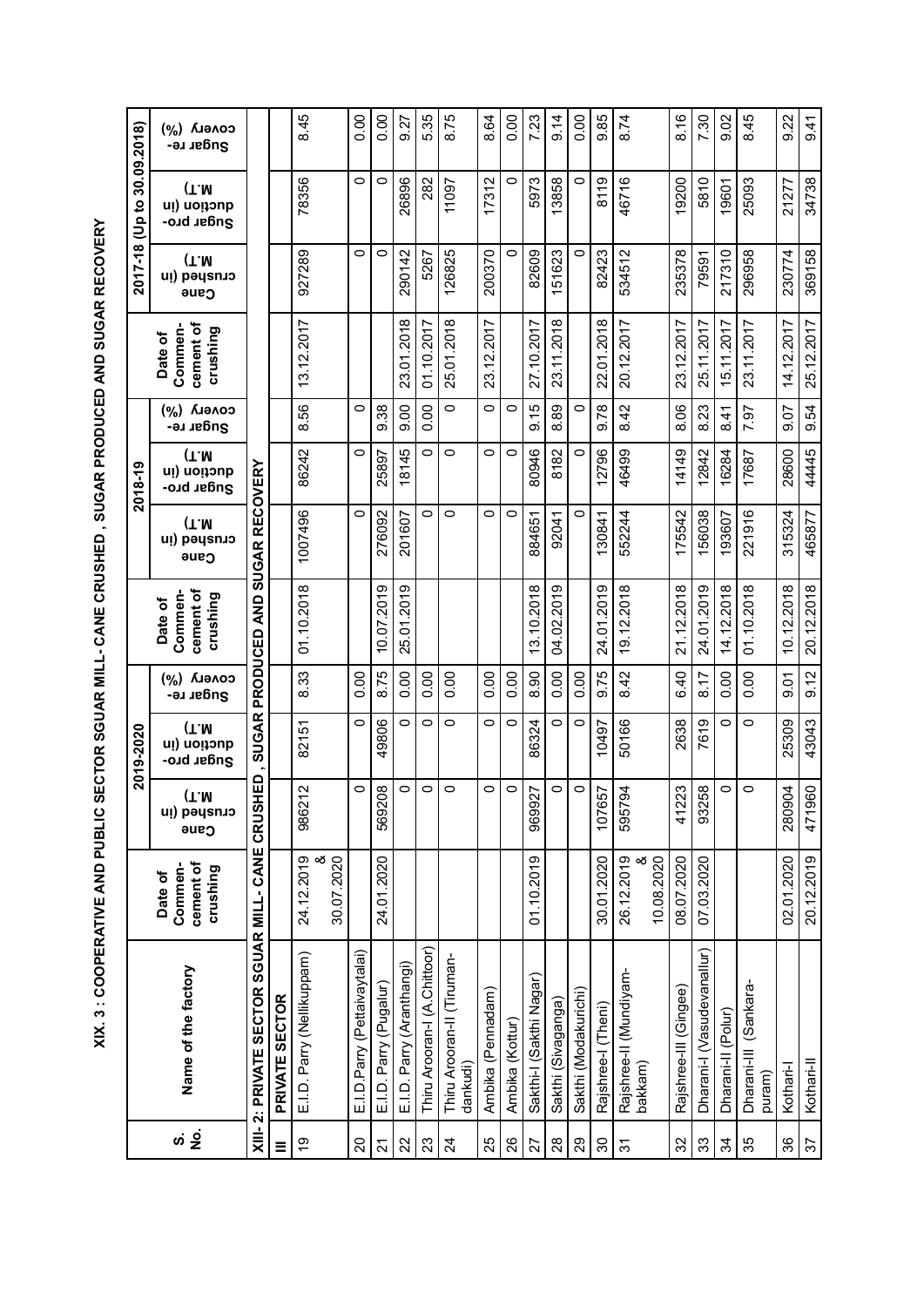# XIX. 3 : COOPERATIVE AND PUBLIC SECTOR SGUAR MILL- CANE CRUSHED , SUGAR PRODUCED AND SUGAR RECOVERY

| S. No. | Name of the factory | 2019-2020 | | | | 2018-19 | | | | 2017-18 (Up to 30.09.2018) | | | |
|---|---|---|---|---|---|---|---|---|---|---|---|---|---|
| | | Date of Commen-cement of crushing | Cane crushed (in M.T) | Sugar pro-duction (in M.T) | Sugar re-covery (%) | Date of Commen-cement of crushing | Cane crushed (in M.T) | Sugar pro-duction (in M.T) | Sugar re-covery (%) | Date of Commen-cement of crushing | Cane crushed (in M.T) | Sugar pro-duction (in M.T) | Sugar re-covery (%) |
| XIII- 2: PRIVATE SECTOR SGUAR MILL- CANE CRUSHED , SUGAR PRODUCED AND SUGAR RECOVERY | | | | | | | | | | | | | |
| III | PRIVATE SECTOR | | | | | | | | | | | | |
| 19 | E.I.D. Parry (Nellikuppam) | 24.12.2019 & 30.07.2020 | 986212 | 82151 | 8.33 | 01.10.2018 | 1007496 | 86242 | 8.56 | 13.12.2017 | 927289 | 78356 | 8.45 |
| 20 | E.I.D.Parry (Pettaivaytalai) | | 0 | 0 | 0.00 | | 0 | 0 | 0 | | 0 | 0 | 0.00 |
| 21 | E.I.D. Parry (Pugalur) | 24.01.2020 | 569208 | 49806 | 8.75 | 10.07.2019 | 276092 | 25897 | 9.38 | | 0 | 0 | 0.00 |
| 22 | E.I.D. Parry (Aranthangi) | | 0 | 0 | 0.00 | 25.01.2019 | 201607 | 18145 | 9.00 | 23.01.2018 | 290142 | 26896 | 9.27 |
| 23 | Thiru Arooran-I (A.Chittoor) | | 0 | 0 | 0.00 | | 0 | 0 | 0.00 | 01.10.2017 | 5267 | 282 | 5.35 |
| 24 | Thiru Arooran-II (Tiruman-dankudi) | | 0 | 0 | 0.00 | | 0 | 0 | 0 | 25.01.2018 | 126825 | 11097 | 8.75 |
| 25 | Ambika (Pennadam) | | 0 | 0 | 0.00 | | 0 | 0 | 0 | 23.12.2017 | 200370 | 17312 | 8.64 |
| 26 | Ambika (Kottur) | | 0 | 0 | 0.00 | | 0 | 0 | 0 | | 0 | 0 | 0.00 |
| 27 | Sakthi-I (Sakthi Nagar) | 01.10.2019 | 969927 | 86324 | 8.90 | 13.10.2018 | 884651 | 80946 | 9.15 | 27.10.2017 | 82609 | 5973 | 7.23 |
| 28 | Sakthi (Sivaganga) | | 0 | 0 | 0.00 | 04.02.2019 | 92041 | 8182 | 8.89 | 23.11.2018 | 151623 | 13858 | 9.14 |
| 29 | Sakthi (Modakurichi) | | 0 | 0 | 0.00 | | 0 | 0 | 0 | | 0 | 0 | 0.00 |
| 30 | Rajshree-I (Theni) | 30.01.2020 | 107657 | 10497 | 9.75 | 24.01.2019 | 130841 | 12796 | 9.78 | 22.01.2018 | 82423 | 8119 | 9.85 |
| 31 | Rajshree-II (Mundiyam-bakkam) | 26.12.2019 & 10.08.2020 | 595794 | 50166 | 8.42 | 19.12.2018 | 552244 | 46499 | 8.42 | 20.12.2017 | 534512 | 46716 | 8.74 |
| 32 | Rajshree-III (Gingee) | 08.07.2020 | 41223 | 2638 | 6.40 | 21.12.2018 | 175542 | 14149 | 8.06 | 23.12.2017 | 235378 | 19200 | 8.16 |
| 33 | Dharani-I (Vasudevanallur) | 07.03.2020 | 93258 | 7619 | 8.17 | 24.01.2019 | 156038 | 12842 | 8.23 | 25.11.2017 | 79591 | 5810 | 7.30 |
| 34 | Dharani-II (Polur) | | 0 | 0 | 0.00 | 14.12.2018 | 193607 | 16284 | 8.41 | 15.11.2017 | 217310 | 19601 | 9.02 |
| 35 | Dharani-III (Sankara-puram) | | 0 | 0 | 0.00 | 01.10.2018 | 221916 | 17687 | 7.97 | 23.11.2017 | 296958 | 25093 | 8.45 |
| 36 | Kothari-I | 02.01.2020 | 280904 | 25309 | 9.01 | 10.12.2018 | 315324 | 28600 | 9.07 | 14.12.2017 | 230774 | 21277 | 9.22 |
| 37 | Kothari-II | 20.12.2019 | 471960 | 43043 | 9.12 | 20.12.2018 | 465877 | 44445 | 9.54 | 25.12.2017 | 369158 | 34738 | 9.41 |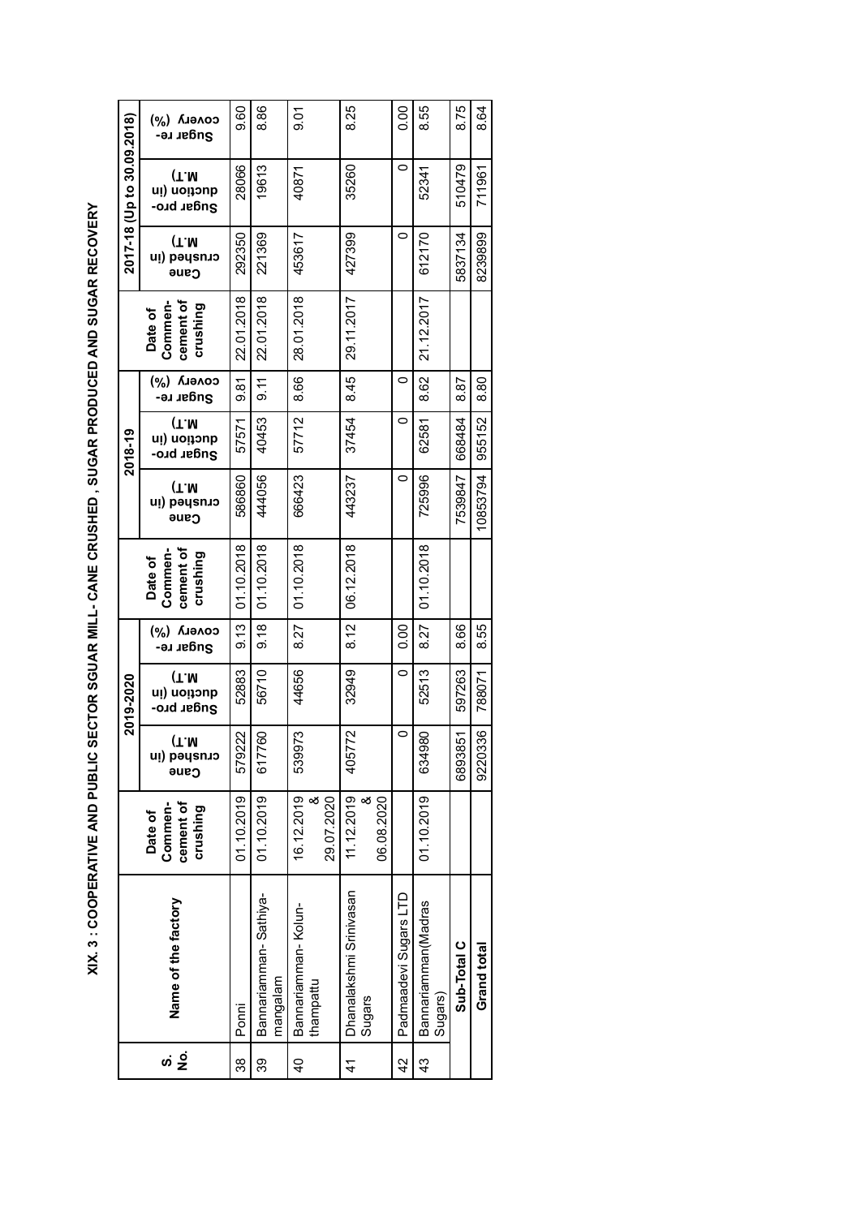# XIX. 3 : COOPERATIVE AND PUBLIC SECTOR SGUAR MILL- CANE CRUSHED , SUGAR PRODUCED AND SUGAR RECOVERY

| S. No. | Name of the factory | 2019-2020 | | | | 2018-19 | | | | 2017-18 (Up to 30.09.2018) | | | |
|---|---|---|---|---|---|---|---|---|---|---|---|---|---|
| | | Date of Commen-cement of crushing | Cane crushed (in M.T) | Sugar pro-duction (in M.T) | Sugar re-covery (%) | Date of Commen-cement of crushing | Cane crushed (in M.T) | Sugar pro-duction (in M.T) | Sugar re-covery (%) | Date of Commen-cement of crushing | Cane crushed (in M.T) | Sugar pro-duction (in M.T) | Sugar re-covery (%) |
| 38 | Ponni | 01.10.2019 | 579222 | 52883 | 9.13 | 01.10.2018 | 586860 | 57571 | 9.81 | 22.01.2018 | 292350 | 28066 | 9.60 |
| 39 | Bannariamman- Sathiya-mangalam | 01.10.2019 | 617760 | 56710 | 9.18 | 01.10.2018 | 444056 | 40453 | 9.11 | 22.01.2018 | 221369 | 19613 | 8.86 |
| 40 | Bannariamman- Kolun-thampattu | 16.12.2019 & 29.07.2020 | 539973 | 44656 | 8.27 | 01.10.2018 | 666423 | 57712 | 8.66 | 28.01.2018 | 453617 | 40871 | 9.01 |
| 41 | Dhanalakshmi Srinivasan Sugars | 11.12.2019 & 06.08.2020 | 405772 | 32949 | 8.12 | 06.12.2018 | 443237 | 37454 | 8.45 | 29.11.2017 | 427399 | 35260 | 8.25 |
| 42 | Padmaadevi Sugars LTD | | 0 | 0 | 0.00 | | 0 | 0 | 0 | | 0 | 0 | 0.00 |
| 43 | Bannariamman(Madras Sugars) | 01.10.2019 | 634980 | 52513 | 8.27 | 01.10.2018 | 725996 | 62581 | 8.62 | 21.12.2017 | 612170 | 52341 | 8.55 |
| | **Sub-Total C** | | 6893851 | 597263 | 8.66 | | 7539847 | 668484 | 8.87 | | 5837134 | 510479 | 8.75 |
| | **Grand total** | | 9220336 | 788071 | 8.55 | | 10853794 | 955152 | 8.80 | | 8239899 | 711961 | 8.64 |